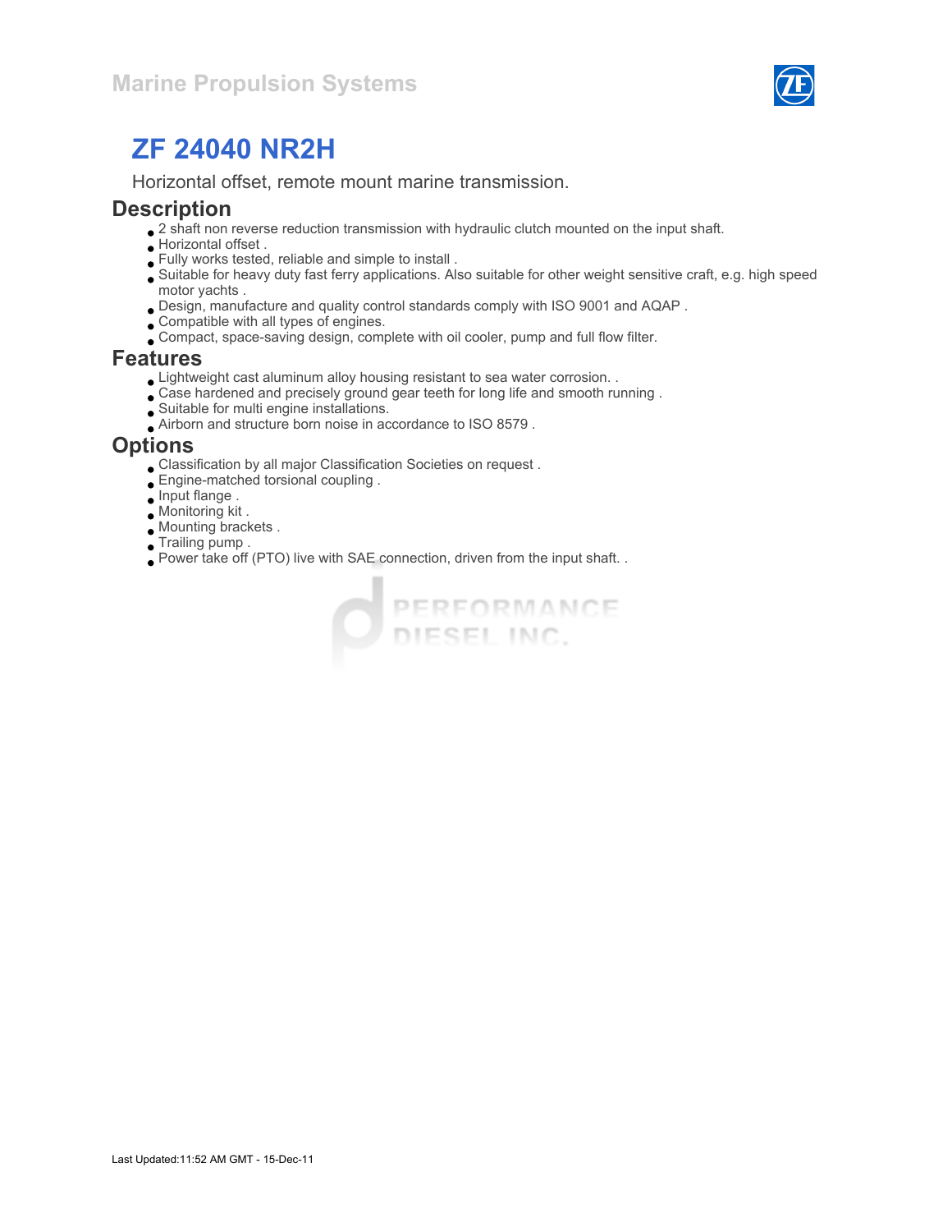Marine Propulsion Systems

# ZF 24040 NR2H

Horizontal offset, remote mount marine transmission.

## Description

- 2 shaft non reverse reduction transmission with hydraulic clutch mounted on the input shaft.
- Horizontal offset .
- Fully works tested, reliable and simple to install .
- Suitable for heavy duty fast ferry applications. Also suitable for other weight sensitive craft, e.g. high speed motor yachts .
- Design, manufacture and quality control standards comply with ISO 9001 and AQAP .
- Compatible with all types of engines.
- Compact, space-saving design, complete with oil cooler, pump and full flow filter.

## Features

- Lightweight cast aluminum alloy housing resistant to sea water corrosion. .
- Case hardened and precisely ground gear teeth for long life and smooth running .
- Suitable for multi engine installations.
- Airborn and structure born noise in accordance to ISO 8579 .

## Options

- Classification by all major Classification Societies on request .
- Engine-matched torsional coupling .
- Input flange .
- Monitoring kit .
- Mounting brackets .
- Trailing pump .
- Power take off (PTO) live with SAE connection, driven from the input shaft. .

Last Updated:11:52 AM GMT - 15-Dec-11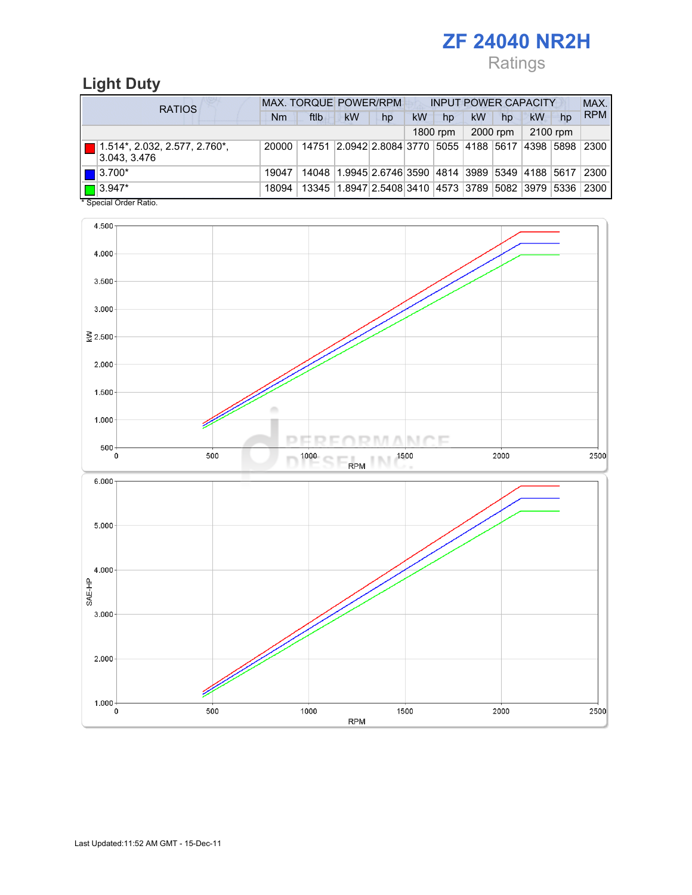# ZF 24040 NR2H

Ratings

## Light Duty

| RATIOS | MAX. TORQUE | | POWER/RPM | | INPUT POWER CAPACITY | | | | | | MAX. RPM |
|---|---|---|---|---|---|---|---|---|---|---|---|
| | Nm | ftlb | kW | hp | kW | hp | kW | hp | kW | hp | |
| | | | | | 1800 rpm | | 2000 rpm | | 2100 rpm | | |
| 1.514*, 2.032, 2.577, 2.760*, 3.043, 3.476 | 20000 | 14751 | 2.0942 | 2.8084 | 3770 | 5055 | 4188 | 5617 | 4398 | 5898 | 2300 |
| 3.700* | 19047 | 14048 | 1.9945 | 2.6746 | 3590 | 4814 | 3989 | 5349 | 4188 | 5617 | 2300 |
| 3.947* | 18094 | 13345 | 1.8947 | 2.5408 | 3410 | 4573 | 3789 | 5082 | 3979 | 5336 | 2300 |

* Special Order Ratio.

Last Updated:11:52 AM GMT - 15-Dec-11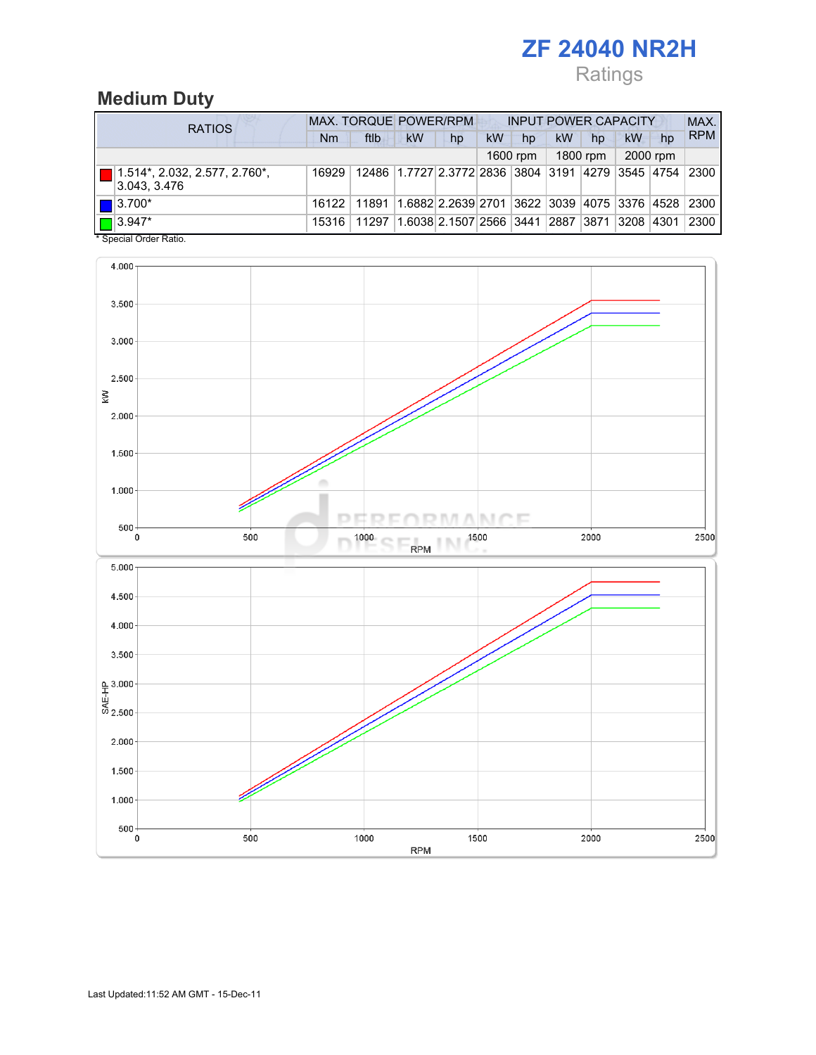# ZF 24040 NR2H

Ratings

## Medium Duty

| RATIOS | MAX. TORQUE | | POWER/RPM | | INPUT POWER CAPACITY | | | | | | MAX. RPM |
|---|---|---|---|---|---|---|---|---|---|---|---|
| | Nm | ftlb | kW | hp | kW | hp | kW | hp | kW | hp | |
| | | | | | 1600 rpm | | 1800 rpm | | 2000 rpm | | |
| 1.514*, 2.032, 2.577, 2.760*, 3.043, 3.476 | 16929 | 12486 | 1.7727 | 2.3772 | 2836 | 3804 | 3191 | 4279 | 3545 | 4754 | 2300 |
| 3.700* | 16122 | 11891 | 1.6882 | 2.2639 | 2701 | 3622 | 3039 | 4075 | 3376 | 4528 | 2300 |
| 3.947* | 15316 | 11297 | 1.6038 | 2.1507 | 2566 | 3441 | 2887 | 3871 | 3208 | 4301 | 2300 |

* Special Order Ratio.

Last Updated:11:52 AM GMT - 15-Dec-11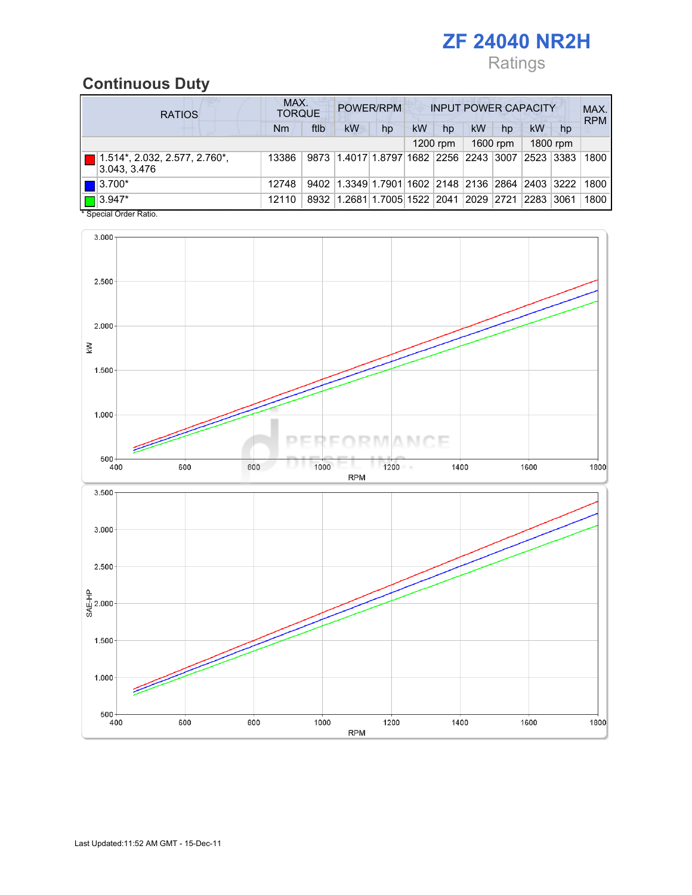# ZF 24040 NR2H

Ratings

## Continuous Duty

| RATIOS | MAX. TORQUE | | POWER/RPM | | INPUT POWER CAPACITY | | | | | | MAX. RPM |
|---|---|---|---|---|---|---|---|---|---|---|---|
| | Nm | ftlb | kW | hp | kW | hp | kW | hp | kW | hp | |
| | | | | | 1200 rpm | | 1600 rpm | | 1800 rpm | | |
| 1.514*, 2.032, 2.577, 2.760*, 3.043, 3.476 | 13386 | 9873 | 1.4017 | 1.8797 | 1682 | 2256 | 2243 | 3007 | 2523 | 3383 | 1800 |
| 3.700* | 12748 | 9402 | 1.3349 | 1.7901 | 1602 | 2148 | 2136 | 2864 | 2403 | 3222 | 1800 |
| 3.947* | 12110 | 8932 | 1.2681 | 1.7005 | 1522 | 2041 | 2029 | 2721 | 2283 | 3061 | 1800 |

* Special Order Ratio.

Last Updated:11:52 AM GMT - 15-Dec-11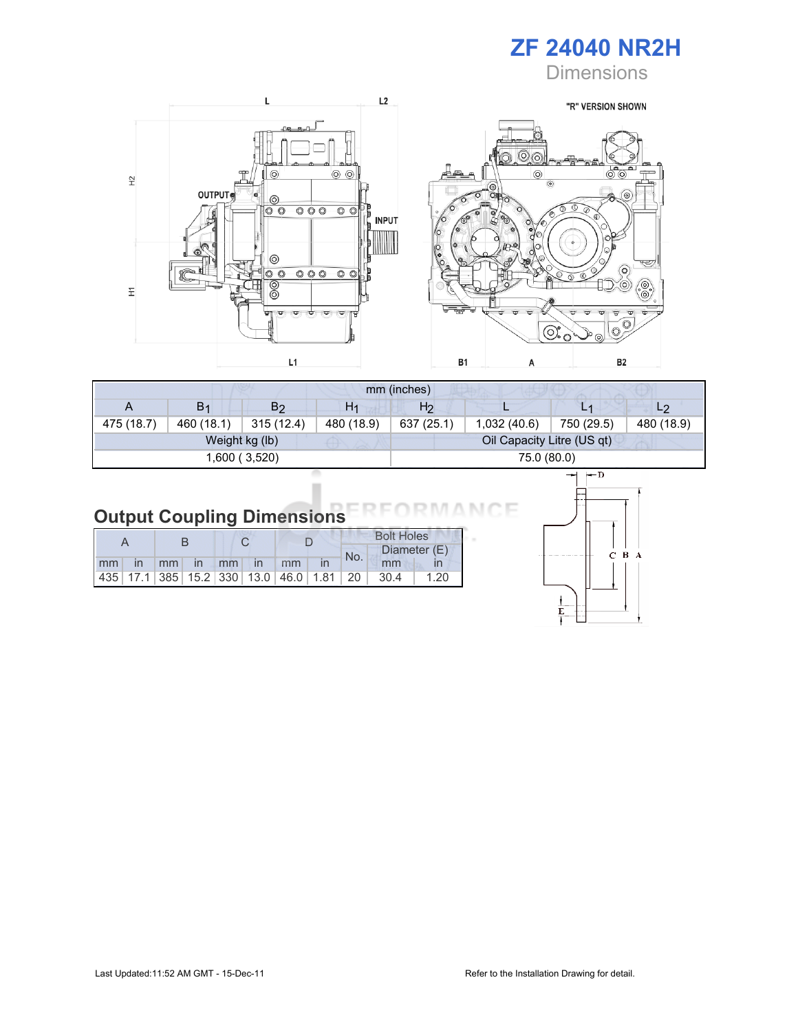# ZF 24040 NR2H

Dimensions

| mm (inches) | | | | | | | |
|---|---|---|---|---|---|---|---|
| A | $B_1$ | $B_2$ | $H_1$ | $H_2$ | L | $L_1$ | $L_2$ |
| 475 (18.7) | 460 (18.1) | 315 (12.4) | 480 (18.9) | 637 (25.1) | 1,032 (40.6) | 750 (29.5) | 480 (18.9) |
| Weight kg (lb) | | | | Oil Capacity Litre (US qt) | | | |
| 1,600 ( 3,520) | | | | 75.0 (80.0) | | | |

## Output Coupling Dimensions

| A | | B | | C | | D | | Bolt Holes | | |
|---|---|---|---|---|---|---|---|---|---|---|
| | | | | | | | | No. | Diameter (E) | |
| mm | in | mm | in | mm | in | mm | in | | mm | in |
| 435 | 17.1 | 385 | 15.2 | 330 | 13.0 | 46.0 | 1.81 | 20 | 30.4 | 1.20 |

Last Updated:11:52 AM GMT - 15-Dec-11

Refer to the Installation Drawing for detail.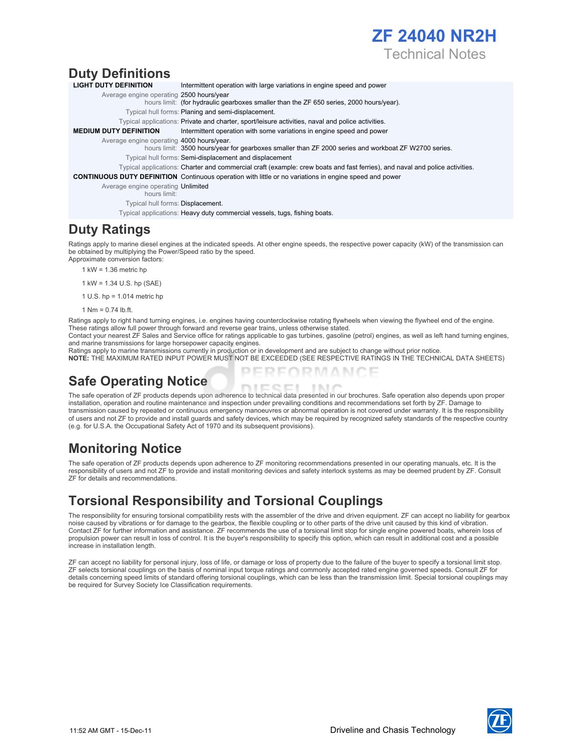# ZF 24040 NR2H

Technical Notes

## Duty Definitions

| | |
|---|---|
| **LIGHT DUTY DEFINITION** | Intermittent operation with large variations in engine speed and power |
| Average engine operating hours limit: | 2500 hours/year (for hydraulic gearboxes smaller than the ZF 650 series, 2000 hours/year). |
| Typical hull forms: | Planing and semi-displacement. |
| Typical applications: | Private and charter, sport/leisure activities, naval and police activities. |
| **MEDIUM DUTY DEFINITION** | Intermittent operation with some variations in engine speed and power |
| Average engine operating hours limit: | 4000 hours/year. 3500 hours/year for gearboxes smaller than ZF 2000 series and workboat ZF W2700 series. |
| Typical hull forms: | Semi-displacement and displacement |
| Typical applications: | Charter and commercial craft (example: crew boats and fast ferries), and naval and police activities. |
| **CONTINUOUS DUTY DEFINITION** | Continuous operation with little or no variations in engine speed and power |
| Average engine operating hours limit: | Unlimited |
| Typical hull forms: | Displacement. |
| Typical applications: | Heavy duty commercial vessels, tugs, fishing boats. |

## Duty Ratings

Ratings apply to marine diesel engines at the indicated speeds. At other engine speeds, the respective power capacity (kW) of the transmission can be obtained by multiplying the Power/Speed ratio by the speed.
Approximate conversion factors:

1 kW = 1.36 metric hp

1 kW = 1.34 U.S. hp (SAE)

1 U.S. hp = 1.014 metric hp

1 Nm = 0.74 lb.ft.

Ratings apply to right hand turning engines, i.e. engines having counterclockwise rotating flywheels when viewing the flywheel end of the engine.
These ratings allow full power through forward and reverse gear trains, unless otherwise stated.
Contact your nearest ZF Sales and Service office for ratings applicable to gas turbines, gasoline (petrol) engines, as well as left hand turning engines, and marine transmissions for large horsepower capacity engines.
Ratings apply to marine transmissions currently in production or in development and are subject to change without prior notice.
**NOTE:** THE MAXIMUM RATED INPUT POWER MUST NOT BE EXCEEDED (SEE RESPECTIVE RATINGS IN THE TECHNICAL DATA SHEETS)

## Safe Operating Notice

The safe operation of ZF products depends upon adherence to technical data presented in our brochures. Safe operation also depends upon proper installation, operation and routine maintenance and inspection under prevailing conditions and recommendations set forth by ZF. Damage to transmission caused by repeated or continuous emergency manoeuvres or abnormal operation is not covered under warranty. It is the responsibility of users and not ZF to provide and install guards and safety devices, which may be required by recognized safety standards of the respective country (e.g. for U.S.A. the Occupational Safety Act of 1970 and its subsequent provisions).

## Monitoring Notice

The safe operation of ZF products depends upon adherence to ZF monitoring recommendations presented in our operating manuals, etc. It is the responsibility of users and not ZF to provide and install monitoring devices and safety interlock systems as may be deemed prudent by ZF. Consult ZF for details and recommendations.

## Torsional Responsibility and Torsional Couplings

The responsibility for ensuring torsional compatibility rests with the assembler of the drive and driven equipment. ZF can accept no liability for gearbox noise caused by vibrations or for damage to the gearbox, the flexible coupling or to other parts of the drive unit caused by this kind of vibration. Contact ZF for further information and assistance. ZF recommends the use of a torsional limit stop for single engine powered boats, wherein loss of propulsion power can result in loss of control. It is the buyer's responsibility to specify this option, which can result in additional cost and a possible increase in installation length.

ZF can accept no liability for personal injury, loss of life, or damage or loss of property due to the failure of the buyer to specify a torsional limit stop. ZF selects torsional couplings on the basis of nominal input torque ratings and commonly accepted rated engine governed speeds. Consult ZF for details concerning speed limits of standard offering torsional couplings, which can be less than the transmission limit. Special torsional couplings may be required for Survey Society Ice Classification requirements.